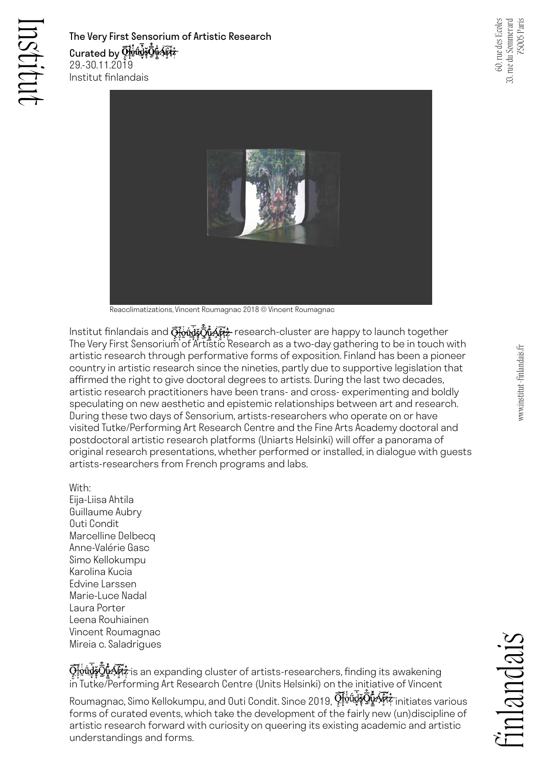# The Very First Sensorium of Artistic Research

Curated by QloudsQuArtz

29.-30.11.2019

Institut finlandais

Reacclimatizations, Vincent Roumagnac 2018 © Vincent Roumagnac

Institut finlandais and QloudsQuArtz research-cluster are happy to launch together The Very First Sensorium of Artistic Research as a two-day gathering to be in touch with artistic research through performative forms of exposition. Finland has been a pioneer country in artistic research since the nineties, partly due to supportive legislation that affirmed the right to give doctoral degrees to artists. During the last two decades, artistic research practitioners have been trans- and cross- experimenting and boldly speculating on new aesthetic and epistemic relationships between art and research. During these two days of Sensorium, artists-researchers who operate on or have visited Tutke/Performing Art Research Centre and the Fine Arts Academy doctoral and postdoctoral artistic research platforms (Uniarts Helsinki) will offer a panorama of original research presentations, whether performed or installed, in dialogue with guests artists-researchers from French programs and labs.

With:
Eija-Liisa Ahtila
Guillaume Aubry
Outi Condit
Marcelline Delbecq
Anne-Valérie Gasc
Simo Kellokumpu
Karolina Kucia
Edvine Larssen
Marie-Luce Nadal
Laura Porter
Leena Rouhiainen
Vincent Roumagnac
Mireia c. Saladrigues

QloudsQuArtz is an expanding cluster of artists-researchers, finding its awakening in Tutke/Performing Art Research Centre (Units Helsinki) on the initiative of Vincent Roumagnac, Simo Kellokumpu, and Outi Condit. Since 2019, QloudsQuArtz initiates various forms of curated events, which take the development of the fairly new (un)discipline of artistic research forward with curiosity on queering its existing academic and artistic understandings and forms.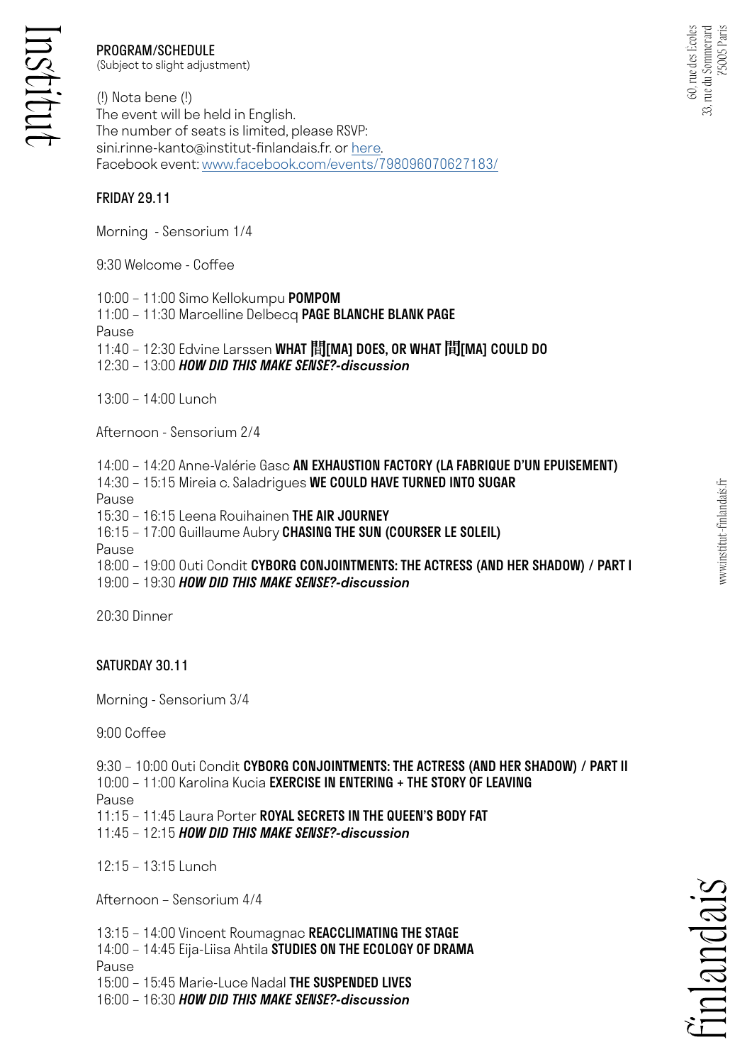## PROGRAM/SCHEDULE
(Subject to slight adjustment)

(!) Nota bene (!)
The event will be held in English.
The number of seats is limited, please RSVP:
sini.rinne-kanto@institut-finlandais.fr. or here.
Facebook event: www.facebook.com/events/798096070627183/

### FRIDAY 29.11

Morning - Sensorium 1/4

9:30 Welcome - Coffee

10:00 – 11:00 Simo Kellokumpu **POMPOM**
11:00 – 11:30 Marcelline Delbecq **PAGE BLANCHE BLANK PAGE**
Pause
11:40 – 12:30 Edvine Larssen **WHAT 間[MA] DOES, OR WHAT 間[MA] COULD DO**
12:30 – 13:00 ***HOW DID THIS MAKE SENSE?-discussion***

13:00 – 14:00 Lunch

Afternoon - Sensorium 2/4

14:00 – 14:20 Anne-Valérie Gasc **AN EXHAUSTION FACTORY (LA FABRIQUE D'UN EPUISEMENT)**
14:30 – 15:15 Mireia c. Saladrigues **WE COULD HAVE TURNED INTO SUGAR**
Pause
15:30 – 16:15 Leena Rouihainen **THE AIR JOURNEY**
16:15 – 17:00 Guillaume Aubry **CHASING THE SUN (COURSER LE SOLEIL)**
Pause
18:00 – 19:00 Outi Condit **CYBORG CONJOINTMENTS: THE ACTRESS (AND HER SHADOW) / PART I**
19:00 – 19:30 ***HOW DID THIS MAKE SENSE?-discussion***

20:30 Dinner

### SATURDAY 30.11

Morning - Sensorium 3/4

9:00 Coffee

9:30 – 10:00 Outi Condit **CYBORG CONJOINTMENTS: THE ACTRESS (AND HER SHADOW) / PART II**
10:00 – 11:00 Karolina Kucia **EXERCISE IN ENTERING + THE STORY OF LEAVING**
Pause
11:15 – 11:45 Laura Porter **ROYAL SECRETS IN THE QUEEN'S BODY FAT**
11:45 – 12:15 ***HOW DID THIS MAKE SENSE?-discussion***

12:15 – 13:15 Lunch

Afternoon – Sensorium 4/4

13:15 – 14:00 Vincent Roumagnac **REACCLIMATING THE STAGE**
14:00 – 14:45 Eija-Liisa Ahtila **STUDIES ON THE ECOLOGY OF DRAMA**
Pause
15:00 – 15:45 Marie-Luce Nadal **THE SUSPENDED LIVES**
16:00 – 16:30 ***HOW DID THIS MAKE SENSE?-discussion***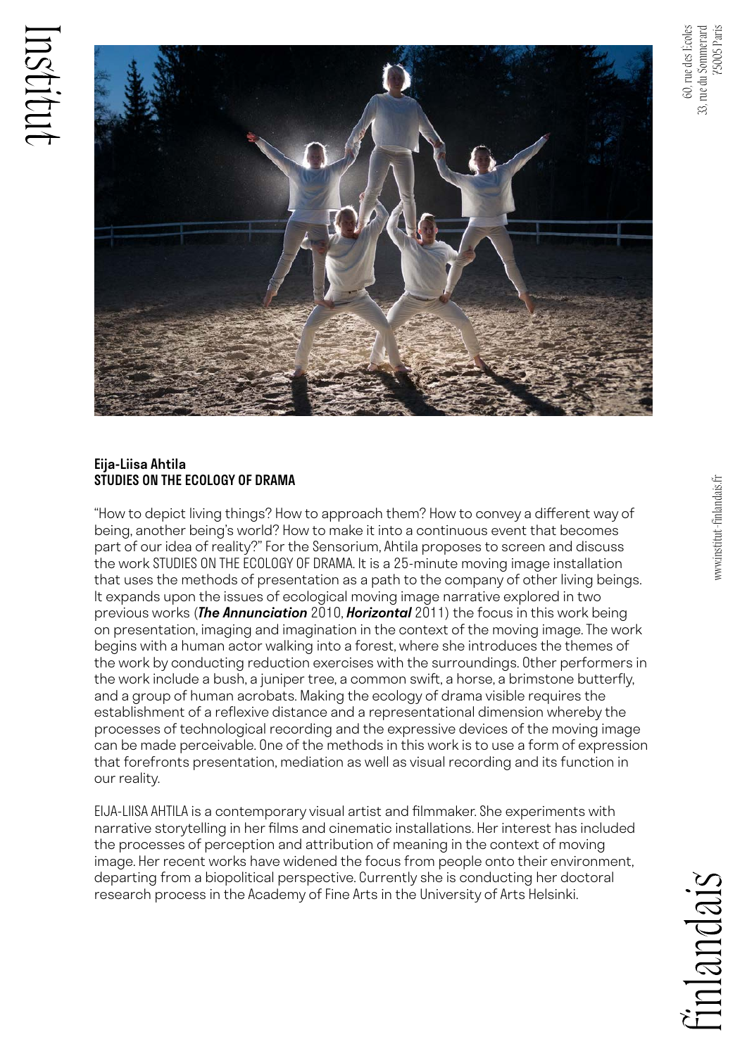**Eija-Liisa Ahtila**
**STUDIES ON THE ECOLOGY OF DRAMA**

"How to depict living things? How to approach them? How to convey a different way of being, another being's world? How to make it into a continuous event that becomes part of our idea of reality?" For the Sensorium, Ahtila proposes to screen and discuss the work STUDIES ON THE ECOLOGY OF DRAMA. It is a 25-minute moving image installation that uses the methods of presentation as a path to the company of other living beings. It expands upon the issues of ecological moving image narrative explored in two previous works (***The Annunciation*** 2010, ***Horizontal*** 2011) the focus in this work being on presentation, imaging and imagination in the context of the moving image. The work begins with a human actor walking into a forest, where she introduces the themes of the work by conducting reduction exercises with the surroundings. Other performers in the work include a bush, a juniper tree, a common swift, a horse, a brimstone butterfly, and a group of human acrobats. Making the ecology of drama visible requires the establishment of a reflexive distance and a representational dimension whereby the processes of technological recording and the expressive devices of the moving image can be made perceivable. One of the methods in this work is to use a form of expression that forefronts presentation, mediation as well as visual recording and its function in our reality.

EIJA-LIISA AHTILA is a contemporary visual artist and filmmaker. She experiments with narrative storytelling in her films and cinematic installations. Her interest has included the processes of perception and attribution of meaning in the context of moving image. Her recent works have widened the focus from people onto their environment, departing from a biopolitical perspective. Currently she is conducting her doctoral research process in the Academy of Fine Arts in the University of Arts Helsinki.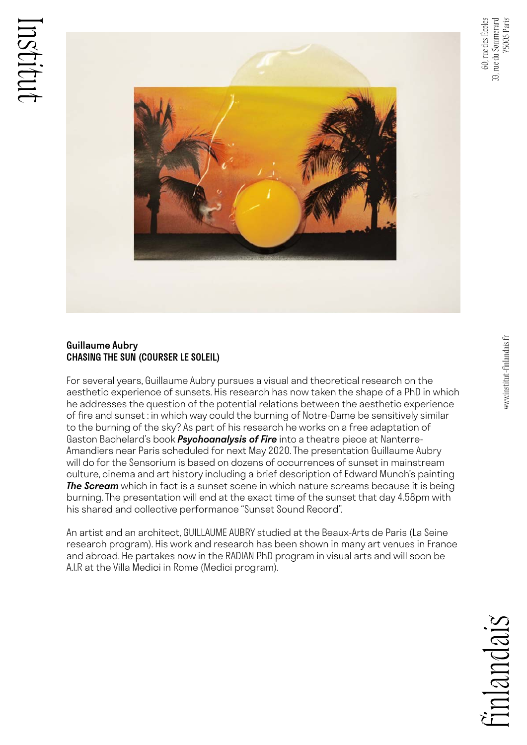**Guillaume Aubry**
**CHASING THE SUN (COURSER LE SOLEIL)**

For several years, Guillaume Aubry pursues a visual and theoretical research on the aesthetic experience of sunsets. His research has now taken the shape of a PhD in which he addresses the question of the potential relations between the aesthetic experience of fire and sunset : in which way could the burning of Notre-Dame be sensitively similar to the burning of the sky? As part of his research he works on a free adaptation of Gaston Bachelard's book ***Psychoanalysis of Fire*** into a theatre piece at Nanterre-Amandiers near Paris scheduled for next May 2020. The presentation Guillaume Aubry will do for the Sensorium is based on dozens of occurrences of sunset in mainstream culture, cinema and art history including a brief description of Edward Munch's painting ***The Scream*** which in fact is a sunset scene in which nature screams because it is being burning. The presentation will end at the exact time of the sunset that day 4.58pm with his shared and collective performance "Sunset Sound Record".

An artist and an architect, GUILLAUME AUBRY studied at the Beaux-Arts de Paris (La Seine research program). His work and research has been shown in many art venues in France and abroad. He partakes now in the RADIAN PhD program in visual arts and will soon be A.I.R at the Villa Medici in Rome (Medici program).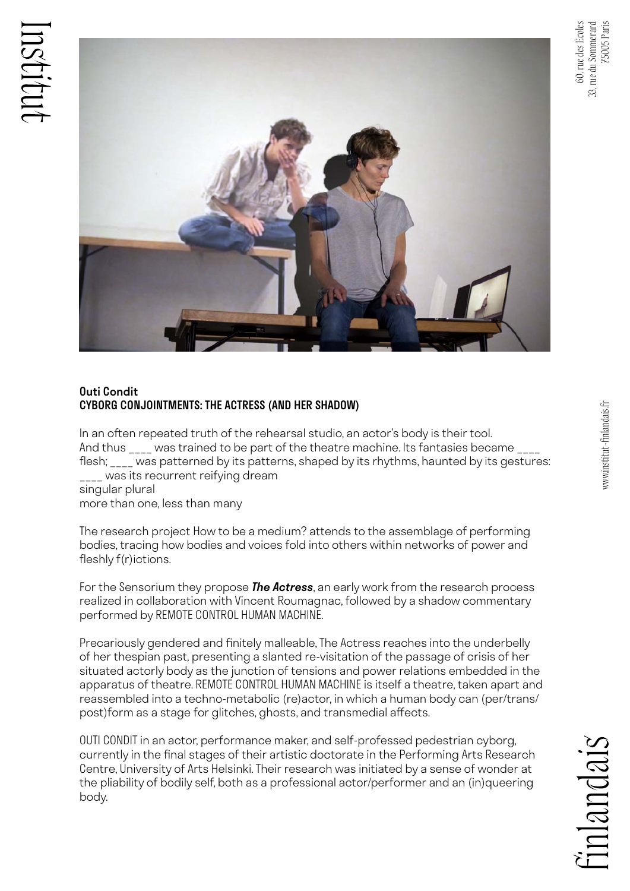**Outi Condit**
**CYBORG CONJOINTMENTS: THE ACTRESS (AND HER SHADOW)**

In an often repeated truth of the rehearsal studio, an actor's body is their tool.
And thus ____ was trained to be part of the theatre machine. Its fantasies became ____ flesh; ____ was patterned by its patterns, shaped by its rhythms, haunted by its gestures: ____ was its recurrent reifying dream
singular plural
more than one, less than many

The research project How to be a medium? attends to the assemblage of performing bodies, tracing how bodies and voices fold into others within networks of power and fleshly f(r)ictions.

For the Sensorium they propose ***The Actress***, an early work from the research process realized in collaboration with Vincent Roumagnac, followed by a shadow commentary performed by REMOTE CONTROL HUMAN MACHINE.

Precariously gendered and finitely malleable, The Actress reaches into the underbelly of her thespian past, presenting a slanted re-visitation of the passage of crisis of her situated actorly body as the junction of tensions and power relations embedded in the apparatus of theatre. REMOTE CONTROL HUMAN MACHINE is itself a theatre, taken apart and reassembled into a techno-metabolic (re)actor, in which a human body can (per/trans/post)form as a stage for glitches, ghosts, and transmedial affects.

OUTI CONDIT in an actor, performance maker, and self-professed pedestrian cyborg, currently in the final stages of their artistic doctorate in the Performing Arts Research Centre, University of Arts Helsinki. Their research was initiated by a sense of wonder at the pliability of bodily self, both as a professional actor/performer and an (in)queering body.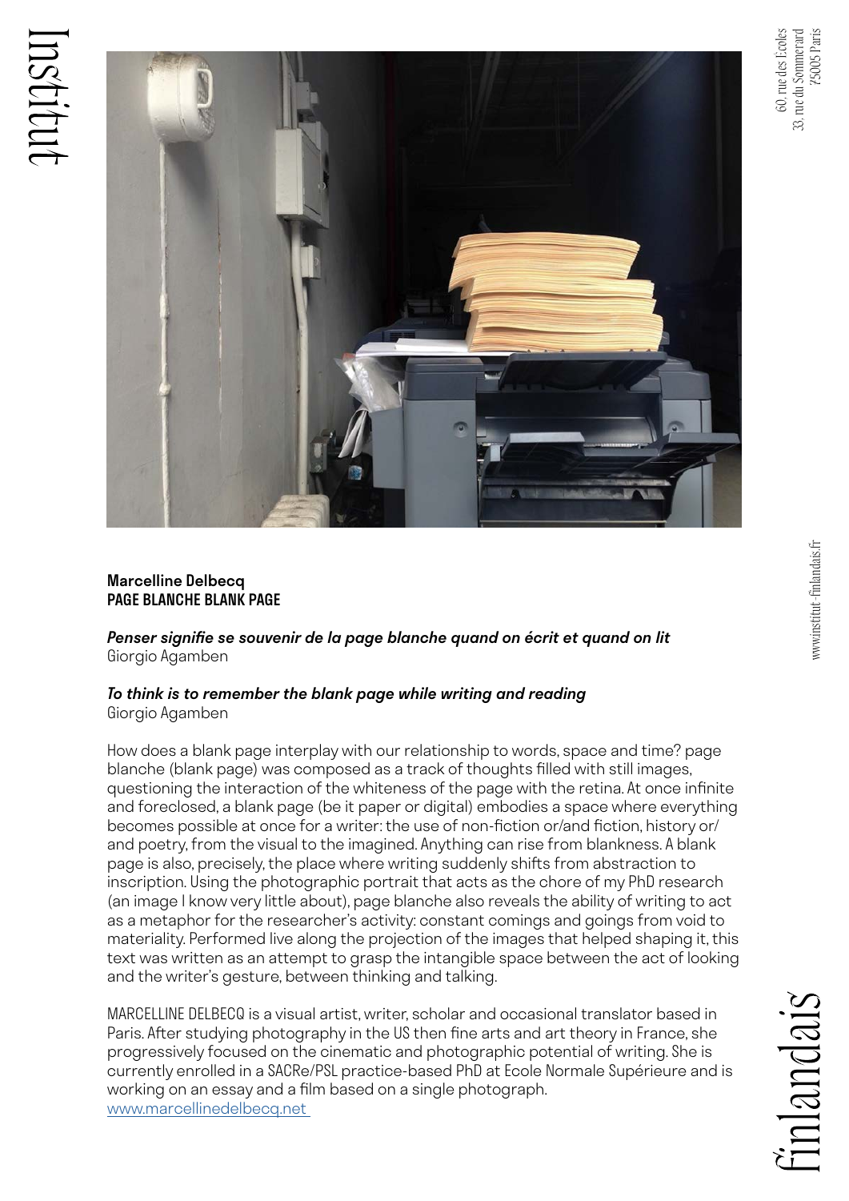**Marcelline Delbecq**
**PAGE BLANCHE BLANK PAGE**

***Penser signifie se souvenir de la page blanche quand on écrit et quand on lit***
Giorgio Agamben

***To think is to remember the blank page while writing and reading***
Giorgio Agamben

How does a blank page interplay with our relationship to words, space and time? page blanche (blank page) was composed as a track of thoughts filled with still images, questioning the interaction of the whiteness of the page with the retina. At once infinite and foreclosed, a blank page (be it paper or digital) embodies a space where everything becomes possible at once for a writer: the use of non-fiction or/and fiction, history or/and poetry, from the visual to the imagined. Anything can rise from blankness. A blank page is also, precisely, the place where writing suddenly shifts from abstraction to inscription. Using the photographic portrait that acts as the chore of my PhD research (an image I know very little about), page blanche also reveals the ability of writing to act as a metaphor for the researcher's activity: constant comings and goings from void to materiality. Performed live along the projection of the images that helped shaping it, this text was written as an attempt to grasp the intangible space between the act of looking and the writer's gesture, between thinking and talking.

MARCELLINE DELBECQ is a visual artist, writer, scholar and occasional translator based in Paris. After studying photography in the US then fine arts and art theory in France, she progressively focused on the cinematic and photographic potential of writing. She is currently enrolled in a SACRe/PSL practice-based PhD at Ecole Normale Supérieure and is working on an essay and a film based on a single photograph.
www.marcellinedelbecq.net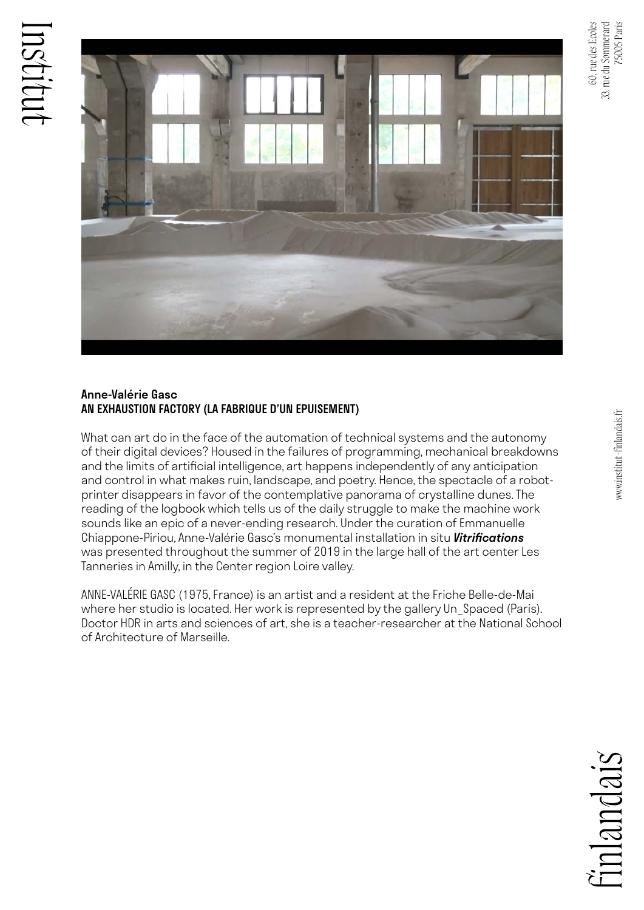**Anne-Valérie Gasc**
**AN EXHAUSTION FACTORY (LA FABRIQUE D'UN EPUISEMENT)**

What can art do in the face of the automation of technical systems and the autonomy of their digital devices? Housed in the failures of programming, mechanical breakdowns and the limits of artificial intelligence, art happens independently of any anticipation and control in what makes ruin, landscape, and poetry. Hence, the spectacle of a robot-printer disappears in favor of the contemplative panorama of crystalline dunes. The reading of the logbook which tells us of the daily struggle to make the machine work sounds like an epic of a never-ending research. Under the curation of Emmanuelle Chiappone-Piriou, Anne-Valérie Gasc's monumental installation in situ ***Vitrifications*** was presented throughout the summer of 2019 in the large hall of the art center Les Tanneries in Amilly, in the Center region Loire valley.

ANNE-VALÉRIE GASC (1975, France) is an artist and a resident at the Friche Belle-de-Mai where her studio is located. Her work is represented by the gallery Un_Spaced (Paris). Doctor HDR in arts and sciences of art, she is a teacher-researcher at the National School of Architecture of Marseille.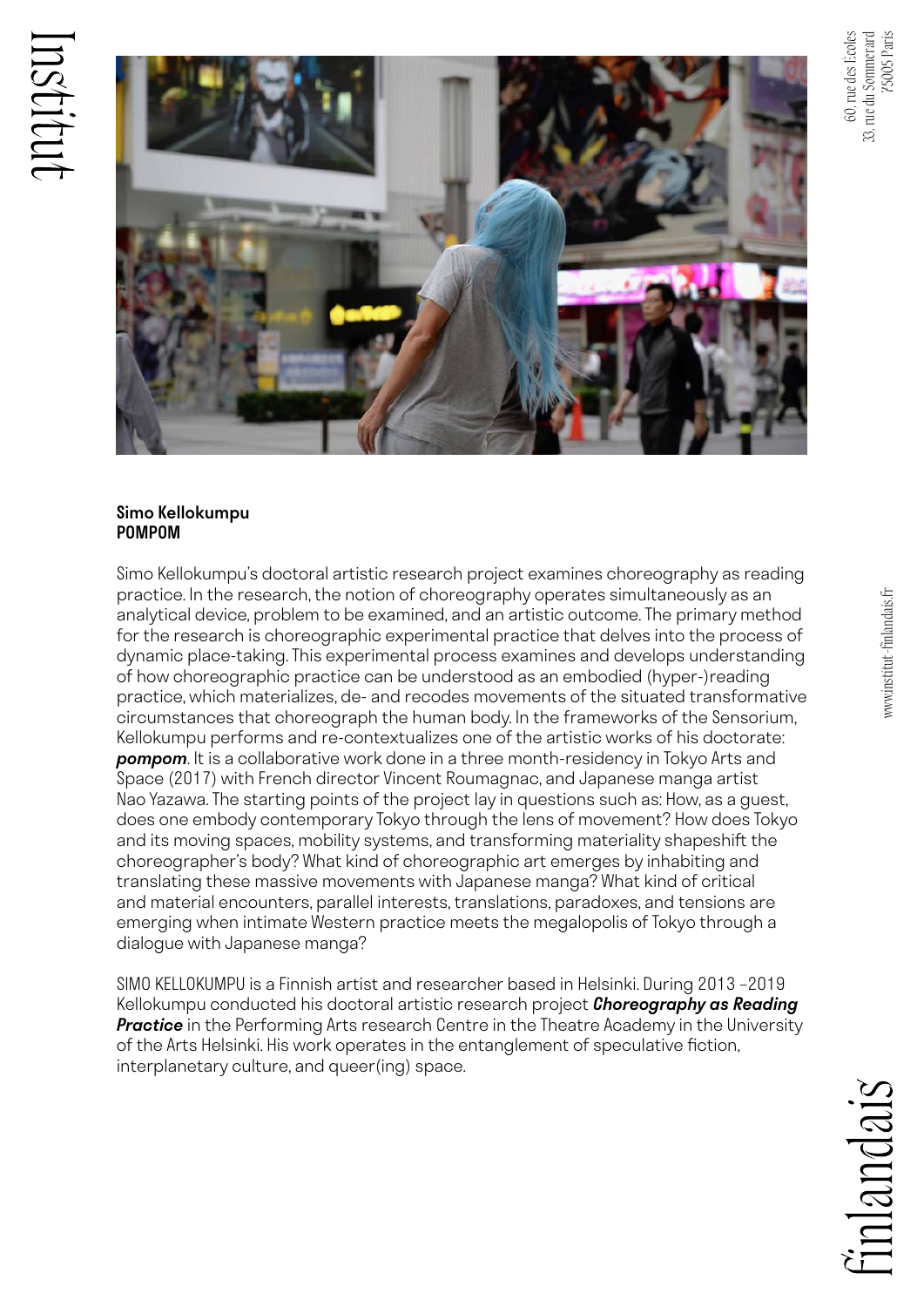**Simo Kellokumpu**
**POMPOM**

Simo Kellokumpu's doctoral artistic research project examines choreography as reading practice. In the research, the notion of choreography operates simultaneously as an analytical device, problem to be examined, and an artistic outcome. The primary method for the research is choreographic experimental practice that delves into the process of dynamic place-taking. This experimental process examines and develops understanding of how choreographic practice can be understood as an embodied (hyper-)reading practice, which materializes, de- and recodes movements of the situated transformative circumstances that choreograph the human body. In the frameworks of the Sensorium, Kellokumpu performs and re-contextualizes one of the artistic works of his doctorate: ***pompom***. It is a collaborative work done in a three month-residency in Tokyo Arts and Space (2017) with French director Vincent Roumagnac, and Japanese manga artist Nao Yazawa. The starting points of the project lay in questions such as: How, as a guest, does one embody contemporary Tokyo through the lens of movement? How does Tokyo and its moving spaces, mobility systems, and transforming materiality shapeshift the choreographer's body? What kind of choreographic art emerges by inhabiting and translating these massive movements with Japanese manga? What kind of critical and material encounters, parallel interests, translations, paradoxes, and tensions are emerging when intimate Western practice meets the megalopolis of Tokyo through a dialogue with Japanese manga?

SIMO KELLOKUMPU is a Finnish artist and researcher based in Helsinki. During 2013 –2019 Kellokumpu conducted his doctoral artistic research project ***Choreography as Reading Practice*** in the Performing Arts research Centre in the Theatre Academy in the University of the Arts Helsinki. His work operates in the entanglement of speculative fiction, interplanetary culture, and queer(ing) space.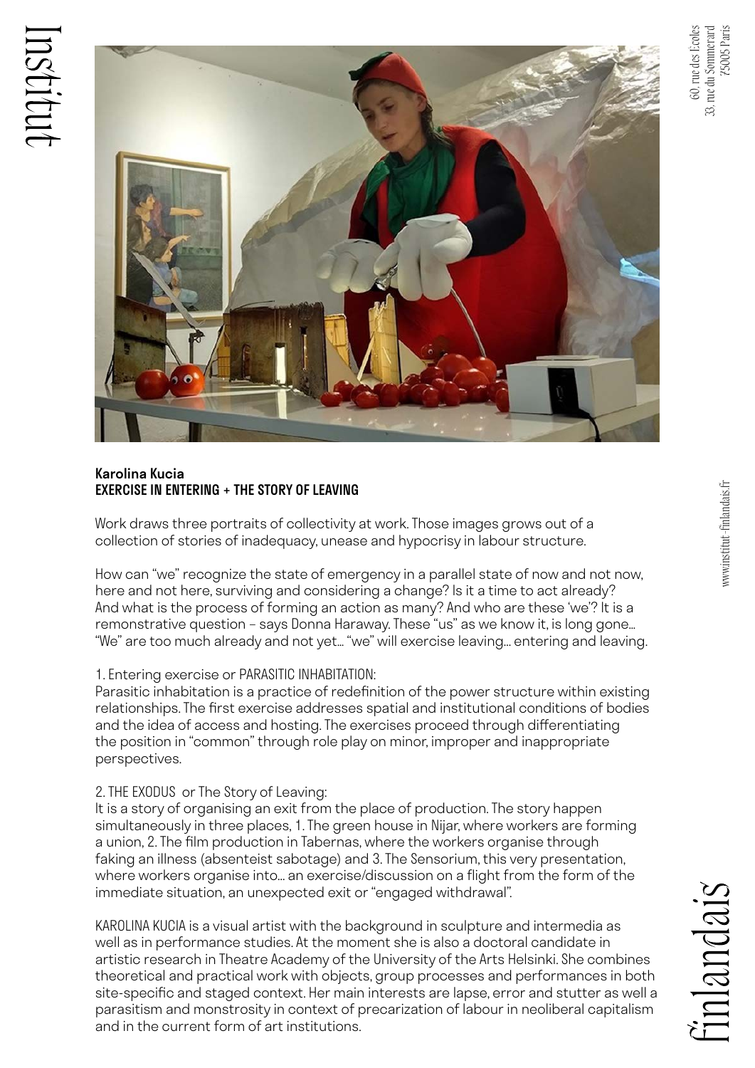**Karolina Kucia**
**EXERCISE IN ENTERING + THE STORY OF LEAVING**

Work draws three portraits of collectivity at work. Those images grows out of a collection of stories of inadequacy, unease and hypocrisy in labour structure.

How can "we" recognize the state of emergency in a parallel state of now and not now, here and not here, surviving and considering a change? Is it a time to act already? And what is the process of forming an action as many? And who are these 'we'? It is a remonstrative question – says Donna Haraway. These "us" as we know it, is long gone… "We" are too much already and not yet… "we" will exercise leaving… entering and leaving.

1. Entering exercise or PARASITIC INHABITATION:
Parasitic inhabitation is a practice of redefinition of the power structure within existing relationships. The first exercise addresses spatial and institutional conditions of bodies and the idea of access and hosting. The exercises proceed through differentiating the position in "common" through role play on minor, improper and inappropriate perspectives.

2. THE EXODUS or The Story of Leaving:
It is a story of organising an exit from the place of production. The story happen simultaneously in three places, 1. The green house in Nijar, where workers are forming a union, 2. The film production in Tabernas, where the workers organise through faking an illness (absenteist sabotage) and 3. The Sensorium, this very presentation, where workers organise into… an exercise/discussion on a flight from the form of the immediate situation, an unexpected exit or "engaged withdrawal".

KAROLINA KUCIA is a visual artist with the background in sculpture and intermedia as well as in performance studies. At the moment she is also a doctoral candidate in artistic research in Theatre Academy of the University of the Arts Helsinki. She combines theoretical and practical work with objects, group processes and performances in both site-specific and staged context. Her main interests are lapse, error and stutter as well a parasitism and monstrosity in context of precarization of labour in neoliberal capitalism and in the current form of art institutions.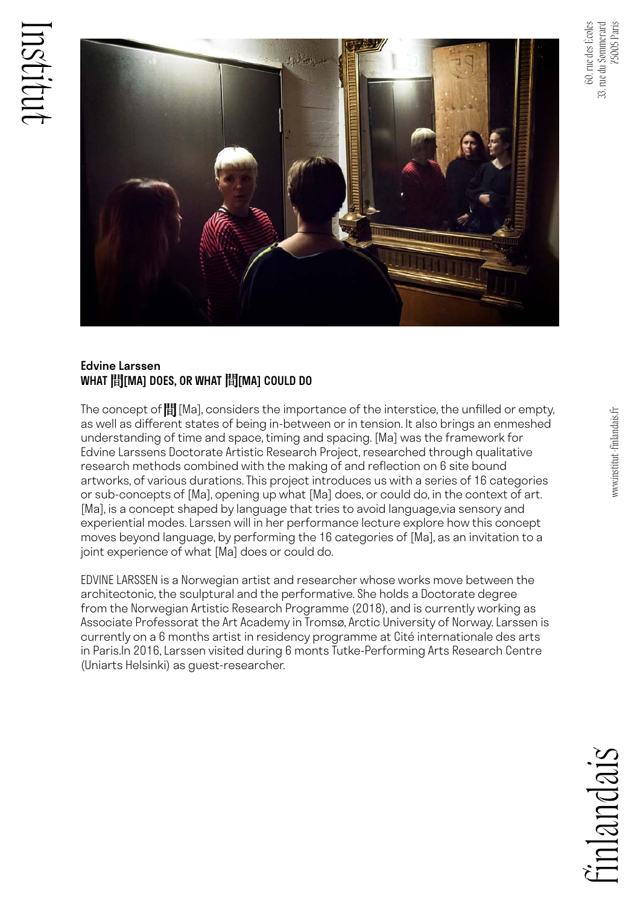**Edvine Larssen**
**WHAT 間[MA] DOES, OR WHAT 間[MA] COULD DO**

The concept of 間 [Ma], considers the importance of the interstice, the unfilled or empty, as well as different states of being in-between or in tension. It also brings an enmeshed understanding of time and space, timing and spacing. [Ma] was the framework for Edvine Larssens Doctorate Artistic Research Project, researched through qualitative research methods combined with the making of and reflection on 6 site bound artworks, of various durations. This project introduces us with a series of 16 categories or sub-concepts of [Ma], opening up what [Ma] does, or could do, in the context of art. [Ma], is a concept shaped by language that tries to avoid language,via sensory and experiential modes. Larssen will in her performance lecture explore how this concept moves beyond language, by performing the 16 categories of [Ma], as an invitation to a joint experience of what [Ma] does or could do.

EDVINE LARSSEN is a Norwegian artist and researcher whose works move between the architectonic, the sculptural and the performative. She holds a Doctorate degree from the Norwegian Artistic Research Programme (2018), and is currently working as Associate Professorat the Art Academy in Tromsø, Arctic University of Norway. Larssen is currently on a 6 months artist in residency programme at Cité internationale des arts in Paris.In 2016, Larssen visited during 6 monts Tutke-Performing Arts Research Centre (Uniarts Helsinki) as guest-researcher.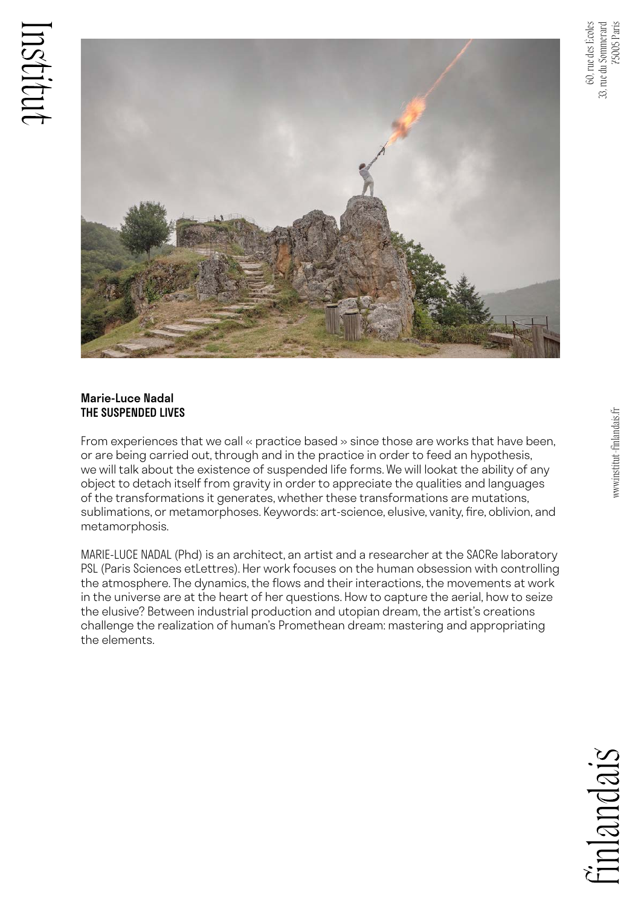**Marie-Luce Nadal**
**THE SUSPENDED LIVES**

From experiences that we call « practice based » since those are works that have been, or are being carried out, through and in the practice in order to feed an hypothesis, we will talk about the existence of suspended life forms. We will lookat the ability of any object to detach itself from gravity in order to appreciate the qualities and languages of the transformations it generates, whether these transformations are mutations, sublimations, or metamorphoses. Keywords: art-science, elusive, vanity, fire, oblivion, and metamorphosis.

MARIE-LUCE NADAL (Phd) is an architect, an artist and a researcher at the SACRe laboratory PSL (Paris Sciences etLettres). Her work focuses on the human obsession with controlling the atmosphere. The dynamics, the flows and their interactions, the movements at work in the universe are at the heart of her questions. How to capture the aerial, how to seize the elusive? Between industrial production and utopian dream, the artist's creations challenge the realization of human's Promethean dream: mastering and appropriating the elements.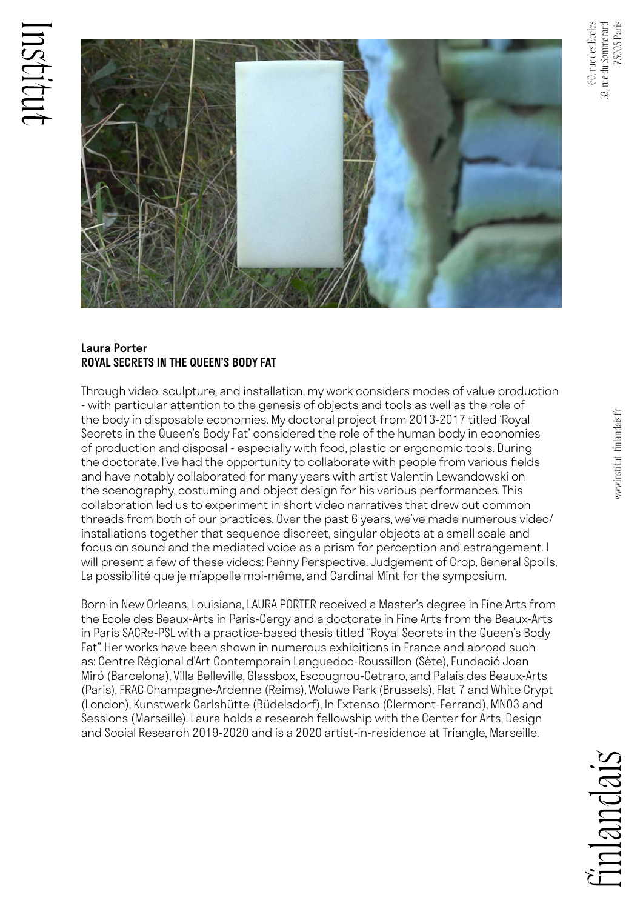**Laura Porter**
**ROYAL SECRETS IN THE QUEEN'S BODY FAT**

Through video, sculpture, and installation, my work considers modes of value production - with particular attention to the genesis of objects and tools as well as the role of the body in disposable economies. My doctoral project from 2013-2017 titled 'Royal Secrets in the Queen's Body Fat' considered the role of the human body in economies of production and disposal - especially with food, plastic or ergonomic tools. During the doctorate, I've had the opportunity to collaborate with people from various fields and have notably collaborated for many years with artist Valentin Lewandowski on the scenography, costuming and object design for his various performances. This collaboration led us to experiment in short video narratives that drew out common threads from both of our practices. Over the past 6 years, we've made numerous video/installations together that sequence discreet, singular objects at a small scale and focus on sound and the mediated voice as a prism for perception and estrangement. I will present a few of these videos: Penny Perspective, Judgement of Crop, General Spoils, La possibilité que je m'appelle moi-même, and Cardinal Mint for the symposium.

Born in New Orleans, Louisiana, LAURA PORTER received a Master's degree in Fine Arts from the Ecole des Beaux-Arts in Paris-Cergy and a doctorate in Fine Arts from the Beaux-Arts in Paris SACRe-PSL with a practice-based thesis titled "Royal Secrets in the Queen's Body Fat". Her works have been shown in numerous exhibitions in France and abroad such as: Centre Régional d'Art Contemporain Languedoc-Roussillon (Sète), Fundació Joan Miró (Barcelona), Villa Belleville, Glassbox, Escougnou-Cetraro, and Palais des Beaux-Arts (Paris), FRAC Champagne-Ardenne (Reims), Woluwe Park (Brussels), Flat 7 and White Crypt (London), Kunstwerk Carlshütte (Büdelsdorf), In Extenso (Clermont-Ferrand), MN03 and Sessions (Marseille). Laura holds a research fellowship with the Center for Arts, Design and Social Research 2019-2020 and is a 2020 artist-in-residence at Triangle, Marseille.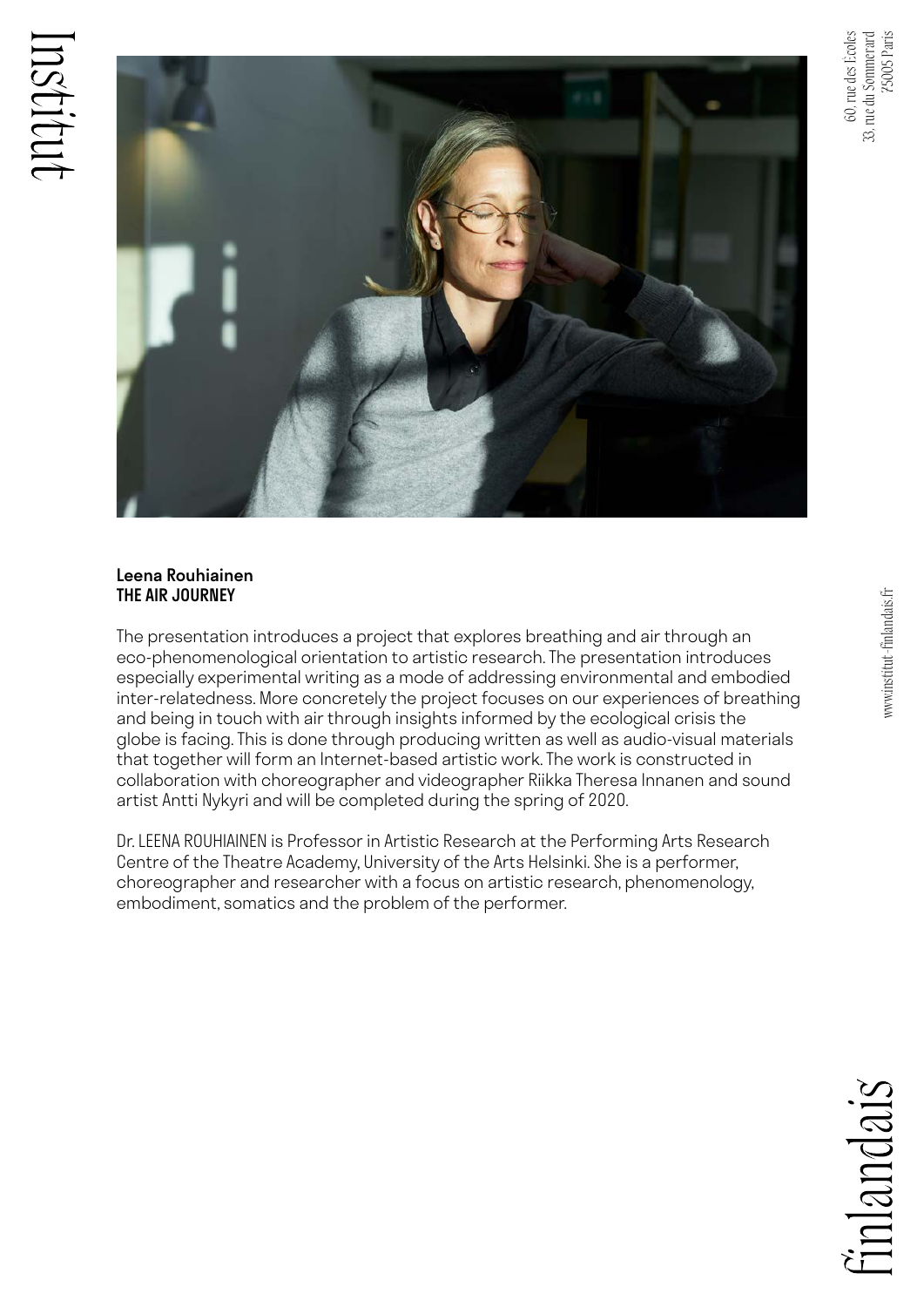**Leena Rouhiainen**
**THE AIR JOURNEY**

The presentation introduces a project that explores breathing and air through an eco-phenomenological orientation to artistic research. The presentation introduces especially experimental writing as a mode of addressing environmental and embodied inter-relatedness. More concretely the project focuses on our experiences of breathing and being in touch with air through insights informed by the ecological crisis the globe is facing. This is done through producing written as well as audio-visual materials that together will form an Internet-based artistic work. The work is constructed in collaboration with choreographer and videographer Riikka Theresa Innanen and sound artist Antti Nykyri and will be completed during the spring of 2020.

Dr. LEENA ROUHIAINEN is Professor in Artistic Research at the Performing Arts Research Centre of the Theatre Academy, University of the Arts Helsinki. She is a performer, choreographer and researcher with a focus on artistic research, phenomenology, embodiment, somatics and the problem of the performer.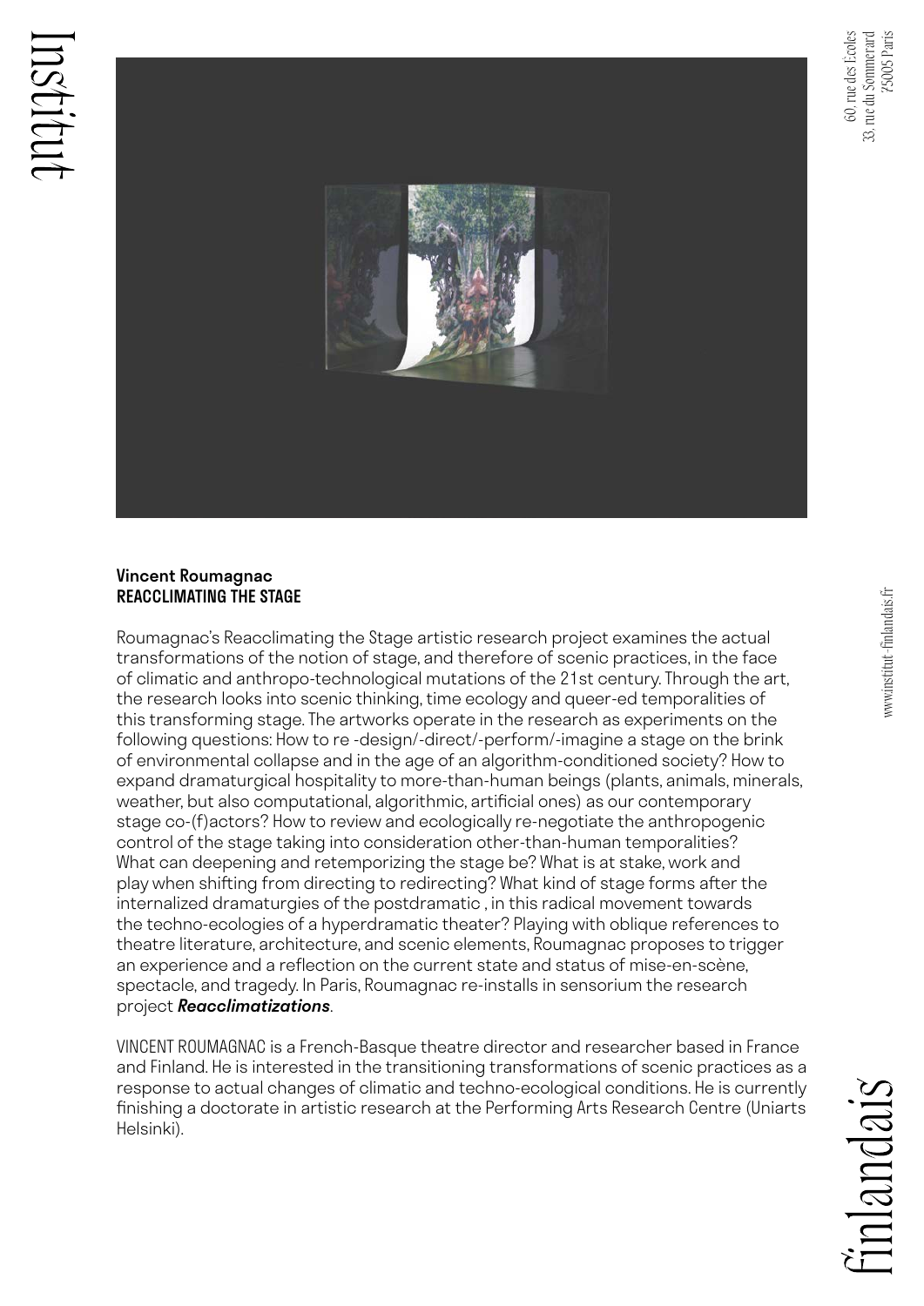**Vincent Roumagnac**
**REACCLIMATING THE STAGE**

Roumagnac's Reacclimating the Stage artistic research project examines the actual transformations of the notion of stage, and therefore of scenic practices, in the face of climatic and anthropo-technological mutations of the 21st century. Through the art, the research looks into scenic thinking, time ecology and queer-ed temporalities of this transforming stage. The artworks operate in the research as experiments on the following questions: How to re -design/-direct/-perform/-imagine a stage on the brink of environmental collapse and in the age of an algorithm-conditioned society? How to expand dramaturgical hospitality to more-than-human beings (plants, animals, minerals, weather, but also computational, algorithmic, artificial ones) as our contemporary stage co-(f)actors? How to review and ecologically re-negotiate the anthropogenic control of the stage taking into consideration other-than-human temporalities? What can deepening and retemporizing the stage be? What is at stake, work and play when shifting from directing to redirecting? What kind of stage forms after the internalized dramaturgies of the postdramatic , in this radical movement towards the techno-ecologies of a hyperdramatic theater? Playing with oblique references to theatre literature, architecture, and scenic elements, Roumagnac proposes to trigger an experience and a reflection on the current state and status of mise-en-scène, spectacle, and tragedy. In Paris, Roumagnac re-installs in sensorium the research project ***Reacclimatizations***.

VINCENT ROUMAGNAC is a French-Basque theatre director and researcher based in France and Finland. He is interested in the transitioning transformations of scenic practices as a response to actual changes of climatic and techno-ecological conditions. He is currently finishing a doctorate in artistic research at the Performing Arts Research Centre (Uniarts Helsinki).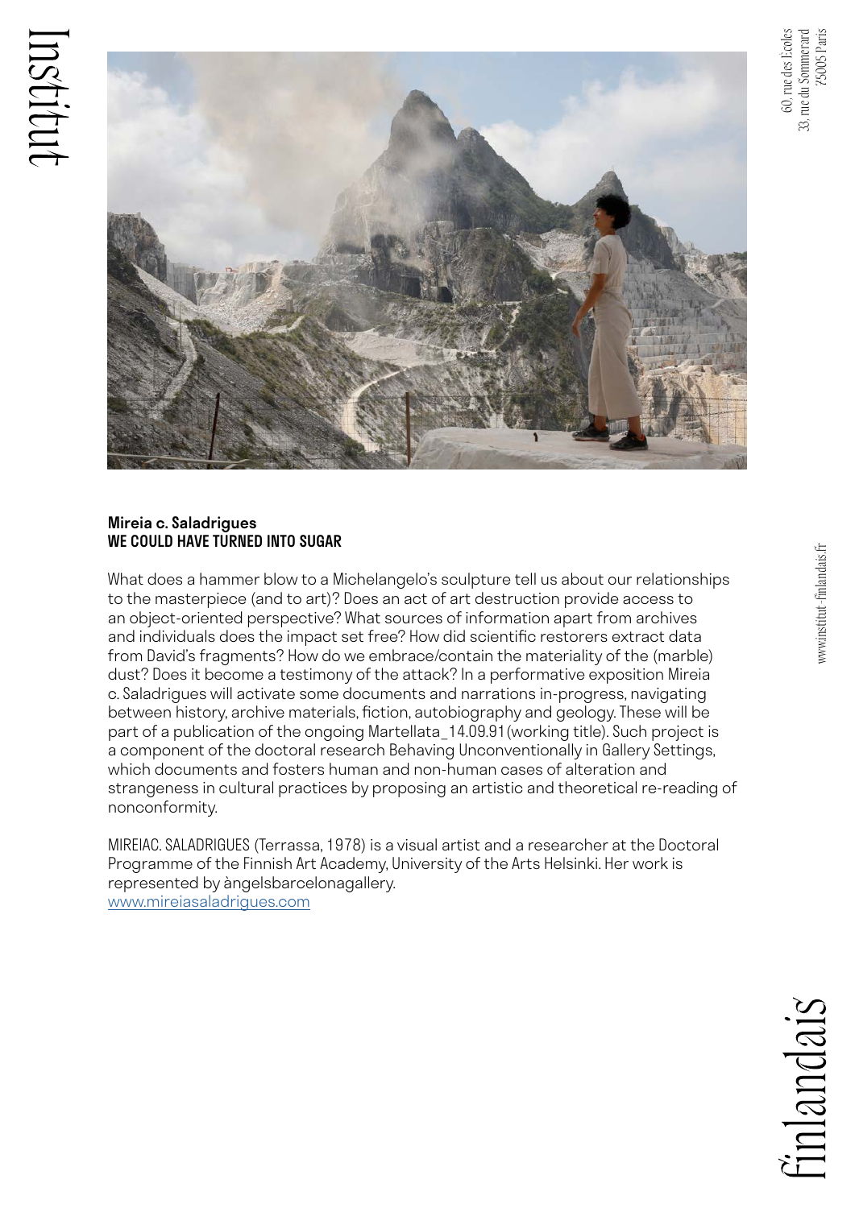**Mireia c. Saladrigues**
**WE COULD HAVE TURNED INTO SUGAR**

What does a hammer blow to a Michelangelo's sculpture tell us about our relationships to the masterpiece (and to art)? Does an act of art destruction provide access to an object-oriented perspective? What sources of information apart from archives and individuals does the impact set free? How did scientific restorers extract data from David's fragments? How do we embrace/contain the materiality of the (marble) dust? Does it become a testimony of the attack? In a performative exposition Mireia c. Saladrigues will activate some documents and narrations in-progress, navigating between history, archive materials, fiction, autobiography and geology. These will be part of a publication of the ongoing Martellata_14.09.91 (working title). Such project is a component of the doctoral research Behaving Unconventionally in Gallery Settings, which documents and fosters human and non-human cases of alteration and strangeness in cultural practices by proposing an artistic and theoretical re-reading of nonconformity.

MIREIAC. SALADRIGUES (Terrassa, 1978) is a visual artist and a researcher at the Doctoral Programme of the Finnish Art Academy, University of the Arts Helsinki. Her work is represented by àngelsbarcelonagallery.
www.mireiasaladrigues.com